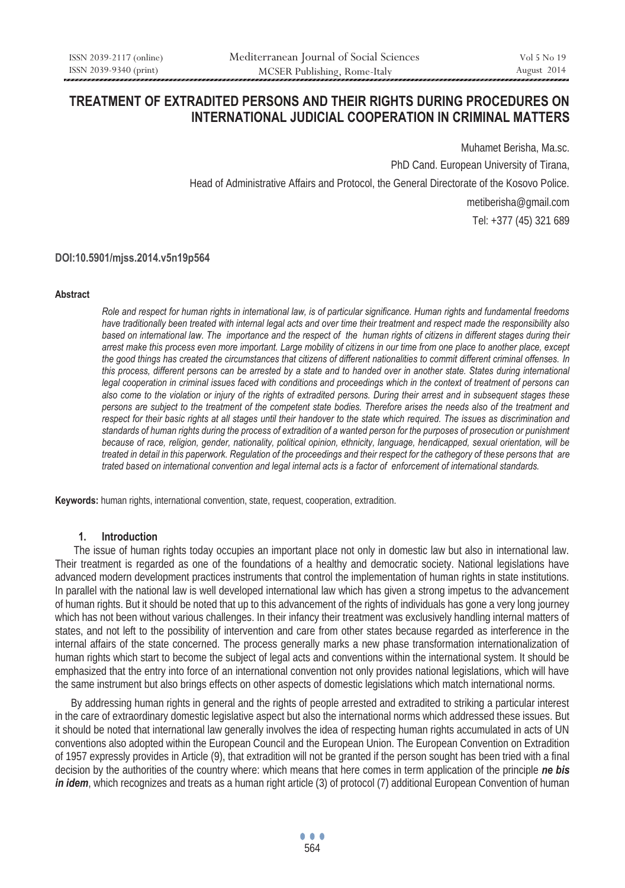# TREATMENT OF EXTRADITED PERSONS AND THEIR RIGHTS DURING PROCEDURES ON INTERNATIONAL JUDICIAL COOPERATION IN CRIMINAL MATTERS

Muhamet Berisha, Ma.sc.

PhD Cand. European University of Tirana,

Head of Administrative Affairs and Protocol, the General Directorate of the Kosovo Police.

metiberisha@gmail.com

Tel: +377 (45) 321 689

**DOI:10.5901/mjss.2014.v5n19p564**

**Abstract**

*Role and respect for human rights in international law, is of particular significance. Human rights and fundamental freedoms have traditionally been treated with internal legal acts and over time their treatment and respect made the responsibility also based on international law. The importance and the respect of the human rights of citizens in different stages during their arrest make this process even more important. Large mobility of citizens in our time from one place to another place, except the good things has created the circumstances that citizens of different nationalities to commit different criminal offenses. In this process, different persons can be arrested by a state and to handed over in another state. States during international legal cooperation in criminal issues faced with conditions and proceedings which in the context of treatment of persons can also come to the violation or injury of the rights of extradited persons. During their arrest and in subsequent stages these persons are subject to the treatment of the competent state bodies. Therefore arises the needs also of the treatment and respect for their basic rights at all stages until their handover to the state which required. The issues as discrimination and standards of human rights during the process of extradition of a wanted person for the purposes of prosecution or punishment because of race, religion, gender, nationality, political opinion, ethnicity, language, hendicapped, sexual orientation, will be treated in detail in this paperwork. Regulation of the proceedings and their respect for the cathegory of these persons that are trated based on international convention and legal internal acts is a factor of enforcement of international standards.*

**Keywords:** human rights, international convention, state, request, cooperation, extradition.

## 1. Introduction

The issue of human rights today occupies an important place not only in domestic law but also in international law. Their treatment is regarded as one of the foundations of a healthy and democratic society. National legislations have advanced modern development practices instruments that control the implementation of human rights in state institutions. In parallel with the national law is well developed international law which has given a strong impetus to the advancement of human rights. But it should be noted that up to this advancement of the rights of individuals has gone a very long journey which has not been without various challenges. In their infancy their treatment was exclusively handling internal matters of states, and not left to the possibility of intervention and care from other states because regarded as interference in the internal affairs of the state concerned. The process generally marks a new phase transformation internationalization of human rights which start to become the subject of legal acts and conventions within the international system. It should be emphasized that the entry into force of an international convention not only provides national legislations, which will have the same instrument but also brings effects on other aspects of domestic legislations which match international norms.

By addressing human rights in general and the rights of people arrested and extradited to striking a particular interest in the care of extraordinary domestic legislative aspect but also the international norms which addressed these issues. But it should be noted that international law generally involves the idea of respecting human rights accumulated in acts of UN conventions also adopted within the European Council and the European Union. The European Convention on Extradition of 1957 expressly provides in Article (9), that extradition will not be granted if the person sought has been tried with a final decision by the authorities of the country where: which means that here comes in term application of the principle ***ne bis in idem***, which recognizes and treats as a human right article (3) of protocol (7) additional European Convention of human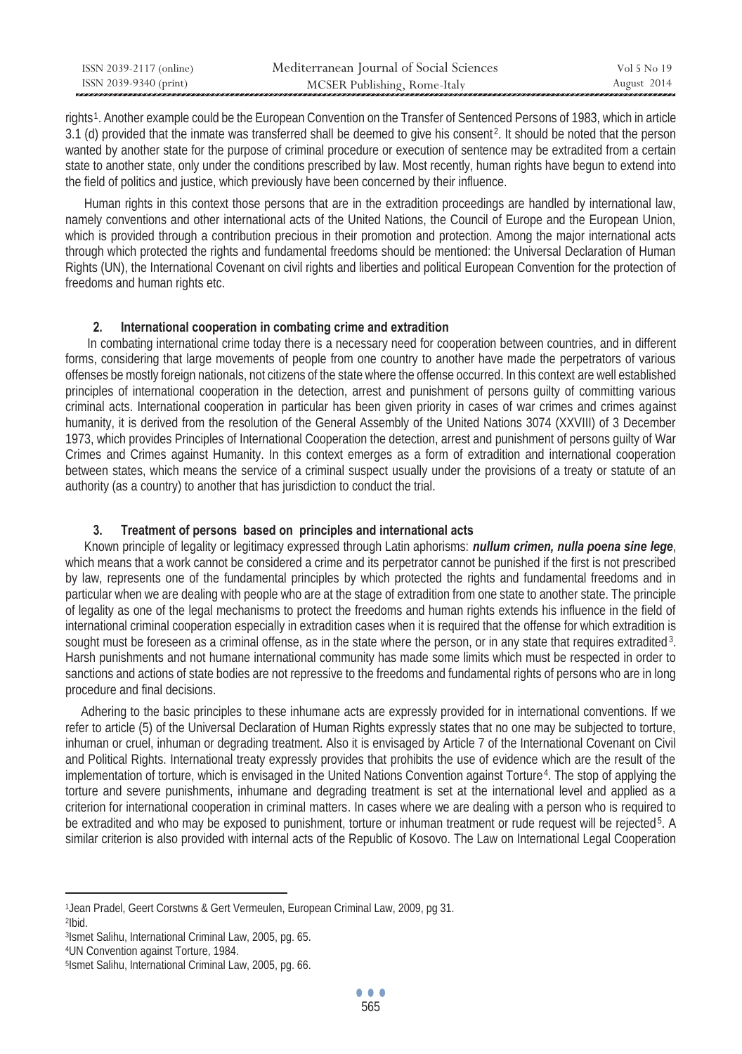rights[1]. Another example could be the European Convention on the Transfer of Sentenced Persons of 1983, which in article 3.1 (d) provided that the inmate was transferred shall be deemed to give his consent[2]. It should be noted that the person wanted by another state for the purpose of criminal procedure or execution of sentence may be extradited from a certain state to another state, only under the conditions prescribed by law. Most recently, human rights have begun to extend into the field of politics and justice, which previously have been concerned by their influence.

Human rights in this context those persons that are in the extradition proceedings are handled by international law, namely conventions and other international acts of the United Nations, the Council of Europe and the European Union, which is provided through a contribution precious in their promotion and protection. Among the major international acts through which protected the rights and fundamental freedoms should be mentioned: the Universal Declaration of Human Rights (UN), the International Covenant on civil rights and liberties and political European Convention for the protection of freedoms and human rights etc.

## 2. International cooperation in combating crime and extradition

In combating international crime today there is a necessary need for cooperation between countries, and in different forms, considering that large movements of people from one country to another have made the perpetrators of various offenses be mostly foreign nationals, not citizens of the state where the offense occurred. In this context are well established principles of international cooperation in the detection, arrest and punishment of persons guilty of committing various criminal acts. International cooperation in particular has been given priority in cases of war crimes and crimes against humanity, it is derived from the resolution of the General Assembly of the United Nations 3074 (XXVIII) of 3 December 1973, which provides Principles of International Cooperation the detection, arrest and punishment of persons guilty of War Crimes and Crimes against Humanity. In this context emerges as a form of extradition and international cooperation between states, which means the service of a criminal suspect usually under the provisions of a treaty or statute of an authority (as a country) to another that has jurisdiction to conduct the trial.

## 3. Treatment of persons based on principles and international acts

Known principle of legality or legitimacy expressed through Latin aphorisms: ***nullum crimen, nulla poena sine lege***, which means that a work cannot be considered a crime and its perpetrator cannot be punished if the first is not prescribed by law, represents one of the fundamental principles by which protected the rights and fundamental freedoms and in particular when we are dealing with people who are at the stage of extradition from one state to another state. The principle of legality as one of the legal mechanisms to protect the freedoms and human rights extends his influence in the field of international criminal cooperation especially in extradition cases when it is required that the offense for which extradition is sought must be foreseen as a criminal offense, as in the state where the person, or in any state that requires extradited[3]. Harsh punishments and not humane international community has made some limits which must be respected in order to sanctions and actions of state bodies are not repressive to the freedoms and fundamental rights of persons who are in long procedure and final decisions.

Adhering to the basic principles to these inhumane acts are expressly provided for in international conventions. If we refer to article (5) of the Universal Declaration of Human Rights expressly states that no one may be subjected to torture, inhuman or cruel, inhuman or degrading treatment. Also it is envisaged by Article 7 of the International Covenant on Civil and Political Rights. International treaty expressly provides that prohibits the use of evidence which are the result of the implementation of torture, which is envisaged in the United Nations Convention against Torture[4]. The stop of applying the torture and severe punishments, inhumane and degrading treatment is set at the international level and applied as a criterion for international cooperation in criminal matters. In cases where we are dealing with a person who is required to be extradited and who may be exposed to punishment, torture or inhuman treatment or rude request will be rejected[5]. A similar criterion is also provided with internal acts of the Republic of Kosovo. The Law on International Legal Cooperation

---

[1] Jean Pradel, Geert Corstwns & Gert Vermeulen, European Criminal Law, 2009, pg 31.
[2] Ibid.
[3] Ismet Salihu, International Criminal Law, 2005, pg. 65.
[4] UN Convention against Torture, 1984.
[5] Ismet Salihu, International Criminal Law, 2005, pg. 66.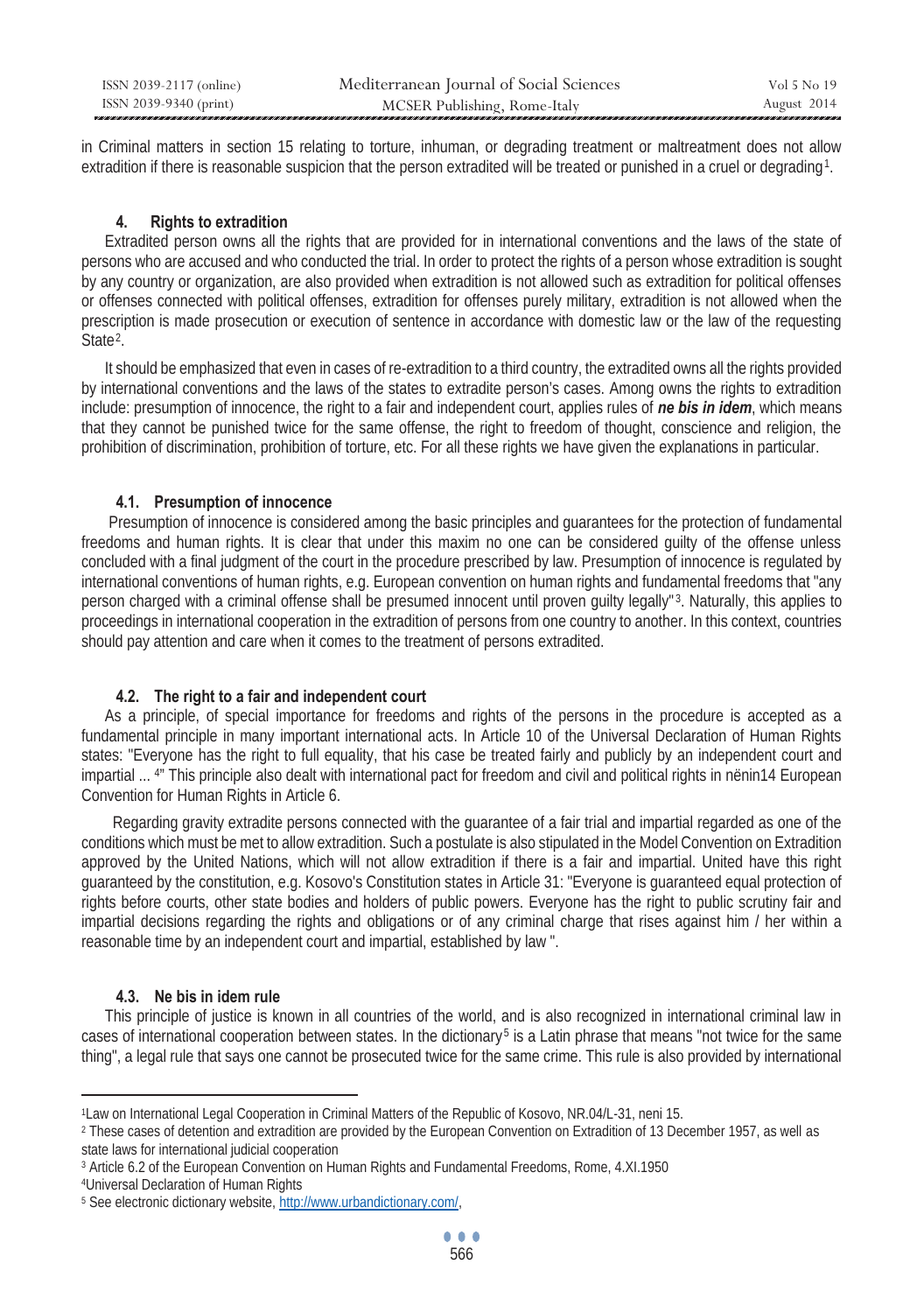in Criminal matters in section 15 relating to torture, inhuman, or degrading treatment or maltreatment does not allow extradition if there is reasonable suspicion that the person extradited will be treated or punished in a cruel or degrading[1].

## 4. Rights to extradition

Extradited person owns all the rights that are provided for in international conventions and the laws of the state of persons who are accused and who conducted the trial. In order to protect the rights of a person whose extradition is sought by any country or organization, are also provided when extradition is not allowed such as extradition for political offenses or offenses connected with political offenses, extradition for offenses purely military, extradition is not allowed when the prescription is made prosecution or execution of sentence in accordance with domestic law or the law of the requesting State[2].

It should be emphasized that even in cases of re-extradition to a third country, the extradited owns all the rights provided by international conventions and the laws of the states to extradite person's cases. Among owns the rights to extradition include: presumption of innocence, the right to a fair and independent court, applies rules of ***ne bis in idem***, which means that they cannot be punished twice for the same offense, the right to freedom of thought, conscience and religion, the prohibition of discrimination, prohibition of torture, etc. For all these rights we have given the explanations in particular.

### 4.1. Presumption of innocence

Presumption of innocence is considered among the basic principles and guarantees for the protection of fundamental freedoms and human rights. It is clear that under this maxim no one can be considered guilty of the offense unless concluded with a final judgment of the court in the procedure prescribed by law. Presumption of innocence is regulated by international conventions of human rights, e.g. European convention on human rights and fundamental freedoms that "any person charged with a criminal offense shall be presumed innocent until proven guilty legally"[3]. Naturally, this applies to proceedings in international cooperation in the extradition of persons from one country to another. In this context, countries should pay attention and care when it comes to the treatment of persons extradited.

### 4.2. The right to a fair and independent court

As a principle, of special importance for freedoms and rights of the persons in the procedure is accepted as a fundamental principle in many important international acts. In Article 10 of the Universal Declaration of Human Rights states: "Everyone has the right to full equality, that his case be treated fairly and publicly by an independent court and impartial ... [4]" This principle also dealt with international pact for freedom and civil and political rights in nënin14 European Convention for Human Rights in Article 6.

Regarding gravity extradite persons connected with the guarantee of a fair trial and impartial regarded as one of the conditions which must be met to allow extradition. Such a postulate is also stipulated in the Model Convention on Extradition approved by the United Nations, which will not allow extradition if there is a fair and impartial. United have this right guaranteed by the constitution, e.g. Kosovo's Constitution states in Article 31: "Everyone is guaranteed equal protection of rights before courts, other state bodies and holders of public powers. Everyone has the right to public scrutiny fair and impartial decisions regarding the rights and obligations or of any criminal charge that rises against him / her within a reasonable time by an independent court and impartial, established by law ".

### 4.3. Ne bis in idem rule

This principle of justice is known in all countries of the world, and is also recognized in international criminal law in cases of international cooperation between states. In the dictionary[5] is a Latin phrase that means "not twice for the same thing", a legal rule that says one cannot be prosecuted twice for the same crime. This rule is also provided by international

---

[1] Law on International Legal Cooperation in Criminal Matters of the Republic of Kosovo, NR.04/L-31, neni 15.

[2] These cases of detention and extradition are provided by the European Convention on Extradition of 13 December 1957, as well as state laws for international judicial cooperation

[3] Article 6.2 of the European Convention on Human Rights and Fundamental Freedoms, Rome, 4.XI.1950

[4] Universal Declaration of Human Rights

[5] See electronic dictionary website, http://www.urbandictionary.com/,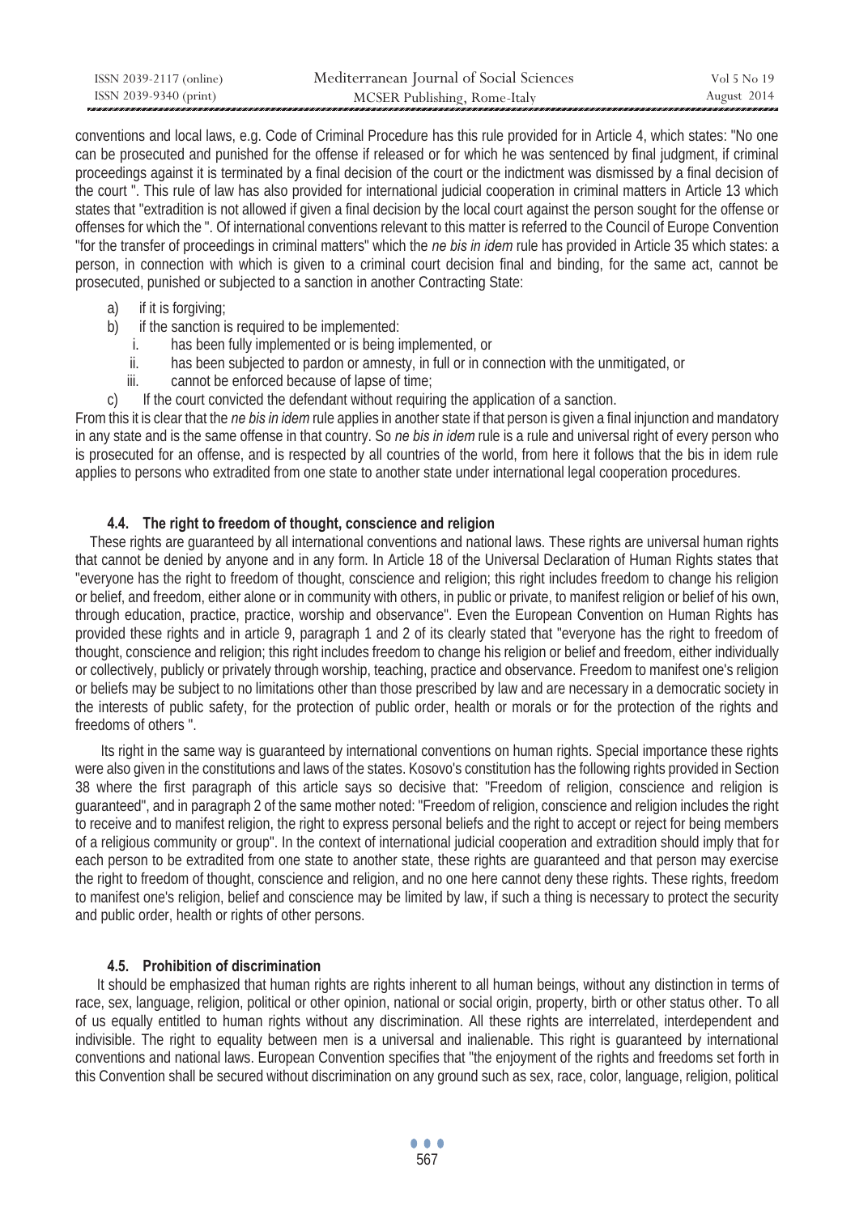conventions and local laws, e.g. Code of Criminal Procedure has this rule provided for in Article 4, which states: "No one can be prosecuted and punished for the offense if released or for which he was sentenced by final judgment, if criminal proceedings against it is terminated by a final decision of the court or the indictment was dismissed by a final decision of the court ". This rule of law has also provided for international judicial cooperation in criminal matters in Article 13 which states that "extradition is not allowed if given a final decision by the local court against the person sought for the offense or offenses for which the ". Of international conventions relevant to this matter is referred to the Council of Europe Convention "for the transfer of proceedings in criminal matters" which the *ne bis in idem* rule has provided in Article 35 which states: a person, in connection with which is given to a criminal court decision final and binding, for the same act, cannot be prosecuted, punished or subjected to a sanction in another Contracting State:

a) if it is forgiving;
b) if the sanction is required to be implemented:
   i. has been fully implemented or is being implemented, or
   ii. has been subjected to pardon or amnesty, in full or in connection with the unmitigated, or
   iii. cannot be enforced because of lapse of time;
c) If the court convicted the defendant without requiring the application of a sanction.

From this it is clear that the *ne bis in idem* rule applies in another state if that person is given a final injunction and mandatory in any state and is the same offense in that country. So *ne bis in idem* rule is a rule and universal right of every person who is prosecuted for an offense, and is respected by all countries of the world, from here it follows that the bis in idem rule applies to persons who extradited from one state to another state under international legal cooperation procedures.

### 4.4. The right to freedom of thought, conscience and religion

These rights are guaranteed by all international conventions and national laws. These rights are universal human rights that cannot be denied by anyone and in any form. In Article 18 of the Universal Declaration of Human Rights states that "everyone has the right to freedom of thought, conscience and religion; this right includes freedom to change his religion or belief, and freedom, either alone or in community with others, in public or private, to manifest religion or belief of his own, through education, practice, practice, worship and observance". Even the European Convention on Human Rights has provided these rights and in article 9, paragraph 1 and 2 of its clearly stated that "everyone has the right to freedom of thought, conscience and religion; this right includes freedom to change his religion or belief and freedom, either individually or collectively, publicly or privately through worship, teaching, practice and observance. Freedom to manifest one's religion or beliefs may be subject to no limitations other than those prescribed by law and are necessary in a democratic society in the interests of public safety, for the protection of public order, health or morals or for the protection of the rights and freedoms of others ".

Its right in the same way is guaranteed by international conventions on human rights. Special importance these rights were also given in the constitutions and laws of the states. Kosovo's constitution has the following rights provided in Section 38 where the first paragraph of this article says so decisive that: "Freedom of religion, conscience and religion is guaranteed", and in paragraph 2 of the same mother noted: "Freedom of religion, conscience and religion includes the right to receive and to manifest religion, the right to express personal beliefs and the right to accept or reject for being members of a religious community or group". In the context of international judicial cooperation and extradition should imply that for each person to be extradited from one state to another state, these rights are guaranteed and that person may exercise the right to freedom of thought, conscience and religion, and no one here cannot deny these rights. These rights, freedom to manifest one's religion, belief and conscience may be limited by law, if such a thing is necessary to protect the security and public order, health or rights of other persons.

### 4.5. Prohibition of discrimination

It should be emphasized that human rights are rights inherent to all human beings, without any distinction in terms of race, sex, language, religion, political or other opinion, national or social origin, property, birth or other status other. To all of us equally entitled to human rights without any discrimination. All these rights are interrelated, interdependent and indivisible. The right to equality between men is a universal and inalienable. This right is guaranteed by international conventions and national laws. European Convention specifies that "the enjoyment of the rights and freedoms set forth in this Convention shall be secured without discrimination on any ground such as sex, race, color, language, religion, political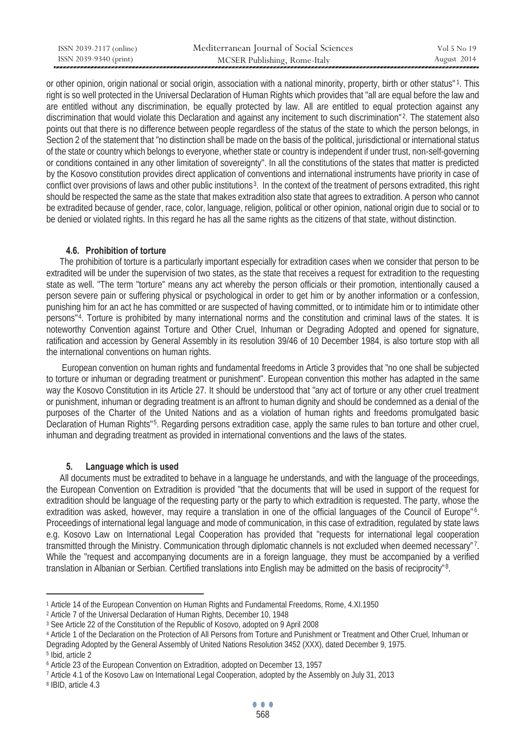or other opinion, origin national or social origin, association with a national minority, property, birth or other status"[1]. This right is so well protected in the Universal Declaration of Human Rights which provides that "all are equal before the law and are entitled without any discrimination, be equally protected by law. All are entitled to equal protection against any discrimination that would violate this Declaration and against any incitement to such discrimination"[2]. The statement also points out that there is no difference between people regardless of the status of the state to which the person belongs, in Section 2 of the statement that "no distinction shall be made on the basis of the political, jurisdictional or international status of the state or country which belongs to everyone, whether state or country is independent if under trust, non-self-governing or conditions contained in any other limitation of sovereignty". In all the constitutions of the states that matter is predicted by the Kosovo constitution provides direct application of conventions and international instruments have priority in case of conflict over provisions of laws and other public institutions[3]. In the context of the treatment of persons extradited, this right should be respected the same as the state that makes extradition also state that agrees to extradition. A person who cannot be extradited because of gender, race, color, language, religion, political or other opinion, national origin due to social or to be denied or violated rights. In this regard he has all the same rights as the citizens of that state, without distinction.

### 4.6. Prohibition of torture

The prohibition of torture is a particularly important especially for extradition cases when we consider that person to be extradited will be under the supervision of two states, as the state that receives a request for extradition to the requesting state as well. "The term "torture" means any act whereby the person officials or their promotion, intentionally caused a person severe pain or suffering physical or psychological in order to get him or by another information or a confession, punishing him for an act he has committed or are suspected of having committed, or to intimidate him or to intimidate other persons"[4]. Torture is prohibited by many international norms and the constitution and criminal laws of the states. It is noteworthy Convention against Torture and Other Cruel, Inhuman or Degrading Adopted and opened for signature, ratification and accession by General Assembly in its resolution 39/46 of 10 December 1984, is also torture stop with all the international conventions on human rights.

European convention on human rights and fundamental freedoms in Article 3 provides that "no one shall be subjected to torture or inhuman or degrading treatment or punishment". European convention this mother has adapted in the same way the Kosovo Constitution in its Article 27. It should be understood that "any act of torture or any other cruel treatment or punishment, inhuman or degrading treatment is an affront to human dignity and should be condemned as a denial of the purposes of the Charter of the United Nations and as a violation of human rights and freedoms promulgated basic Declaration of Human Rights"[5]. Regarding persons extradition case, apply the same rules to ban torture and other cruel, inhuman and degrading treatment as provided in international conventions and the laws of the states.

## 5. Language which is used

All documents must be extradited to behave in a language he understands, and with the language of the proceedings, the European Convention on Extradition is provided "that the documents that will be used in support of the request for extradition should be language of the requesting party or the party to which extradition is requested. The party, whose the extradition was asked, however, may require a translation in one of the official languages of the Council of Europe"[6]. Proceedings of international legal language and mode of communication, in this case of extradition, regulated by state laws e.g. Kosovo Law on International Legal Cooperation has provided that "requests for international legal cooperation transmitted through the Ministry. Communication through diplomatic channels is not excluded when deemed necessary"[7]. While the "request and accompanying documents are in a foreign language, they must be accompanied by a verified translation in Albanian or Serbian. Certified translations into English may be admitted on the basis of reciprocity"[8].

---

[1] Article 14 of the European Convention on Human Rights and Fundamental Freedoms, Rome, 4.XI.1950

[2] Article 7 of the Universal Declaration of Human Rights, December 10, 1948

[3] See Article 22 of the Constitution of the Republic of Kosovo, adopted on 9 April 2008

[4] Article 1 of the Declaration on the Protection of All Persons from Torture and Punishment or Treatment and Other Cruel, Inhuman or Degrading Adopted by the General Assembly of United Nations Resolution 3452 (XXX), dated December 9, 1975.

[5] Ibid, article 2

[6] Article 23 of the European Convention on Extradition, adopted on December 13, 1957

[7] Article 4.1 of the Kosovo Law on International Legal Cooperation, adopted by the Assembly on July 31, 2013

[8] IBID, article 4.3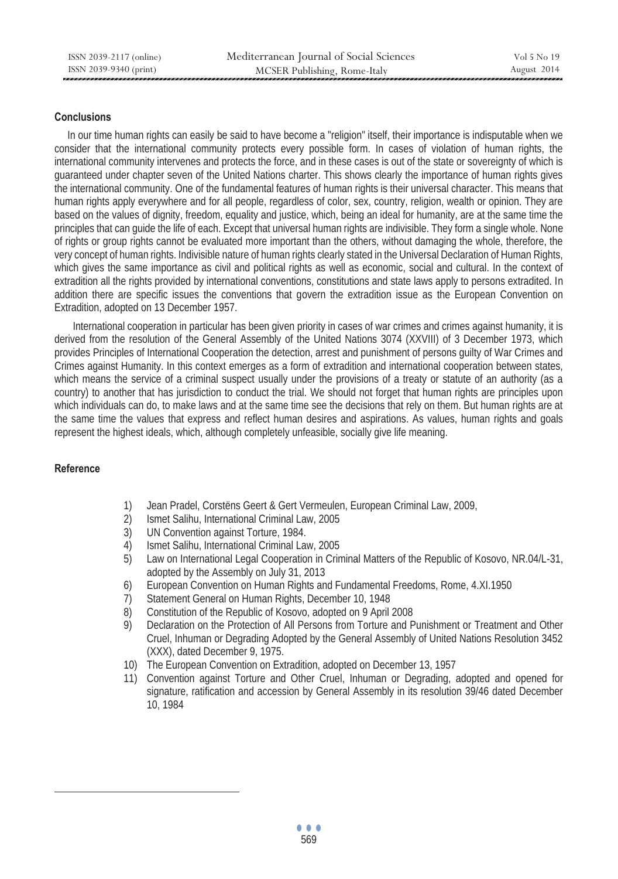## Conclusions

In our time human rights can easily be said to have become a "religion" itself, their importance is indisputable when we consider that the international community protects every possible form. In cases of violation of human rights, the international community intervenes and protects the force, and in these cases is out of the state or sovereignty of which is guaranteed under chapter seven of the United Nations charter. This shows clearly the importance of human rights gives the international community. One of the fundamental features of human rights is their universal character. This means that human rights apply everywhere and for all people, regardless of color, sex, country, religion, wealth or opinion. They are based on the values of dignity, freedom, equality and justice, which, being an ideal for humanity, are at the same time the principles that can guide the life of each. Except that universal human rights are indivisible. They form a single whole. None of rights or group rights cannot be evaluated more important than the others, without damaging the whole, therefore, the very concept of human rights. Indivisible nature of human rights clearly stated in the Universal Declaration of Human Rights, which gives the same importance as civil and political rights as well as economic, social and cultural. In the context of extradition all the rights provided by international conventions, constitutions and state laws apply to persons extradited. In addition there are specific issues the conventions that govern the extradition issue as the European Convention on Extradition, adopted on 13 December 1957.

International cooperation in particular has been given priority in cases of war crimes and crimes against humanity, it is derived from the resolution of the General Assembly of the United Nations 3074 (XXVIII) of 3 December 1973, which provides Principles of International Cooperation the detection, arrest and punishment of persons guilty of War Crimes and Crimes against Humanity. In this context emerges as a form of extradition and international cooperation between states, which means the service of a criminal suspect usually under the provisions of a treaty or statute of an authority (as a country) to another that has jurisdiction to conduct the trial. We should not forget that human rights are principles upon which individuals can do, to make laws and at the same time see the decisions that rely on them. But human rights are at the same time the values that express and reflect human desires and aspirations. As values, human rights and goals represent the highest ideals, which, although completely unfeasible, socially give life meaning.

## Reference

1) Jean Pradel, Corstëns Geert & Gert Vermeulen, European Criminal Law, 2009,
2) Ismet Salihu, International Criminal Law, 2005
3) UN Convention against Torture, 1984.
4) Ismet Salihu, International Criminal Law, 2005
5) Law on International Legal Cooperation in Criminal Matters of the Republic of Kosovo, NR.04/L-31, adopted by the Assembly on July 31, 2013
6) European Convention on Human Rights and Fundamental Freedoms, Rome, 4.XI.1950
7) Statement General on Human Rights, December 10, 1948
8) Constitution of the Republic of Kosovo, adopted on 9 April 2008
9) Declaration on the Protection of All Persons from Torture and Punishment or Treatment and Other Cruel, Inhuman or Degrading Adopted by the General Assembly of United Nations Resolution 3452 (XXX), dated December 9, 1975.
10) The European Convention on Extradition, adopted on December 13, 1957
11) Convention against Torture and Other Cruel, Inhuman or Degrading, adopted and opened for signature, ratification and accession by General Assembly in its resolution 39/46 dated December 10, 1984